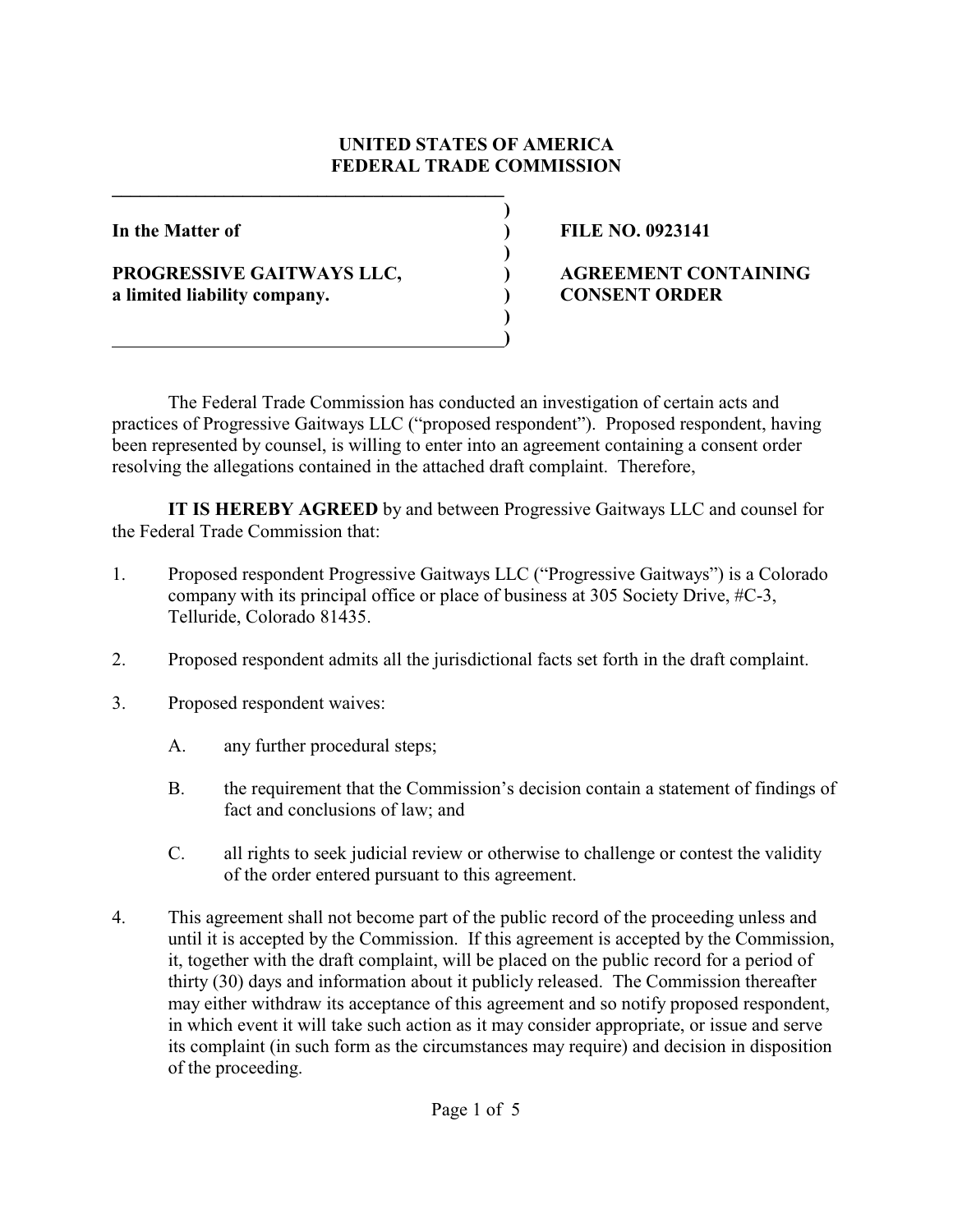**UNITED STATES OF AMERICA**
**FEDERAL TRADE COMMISSION**

| | |
|---|---|
| **In the Matter of** | **FILE NO. 0923141** |
| **PROGRESSIVE GAITWAYS LLC,** **a limited liability company.** | **AGREEMENT CONTAINING CONSENT ORDER** |

The Federal Trade Commission has conducted an investigation of certain acts and practices of Progressive Gaitways LLC ("proposed respondent"). Proposed respondent, having been represented by counsel, is willing to enter into an agreement containing a consent order resolving the allegations contained in the attached draft complaint. Therefore,

**IT IS HEREBY AGREED** by and between Progressive Gaitways LLC and counsel for the Federal Trade Commission that:

1. Proposed respondent Progressive Gaitways LLC ("Progressive Gaitways") is a Colorado company with its principal office or place of business at 305 Society Drive, #C-3, Telluride, Colorado 81435.

2. Proposed respondent admits all the jurisdictional facts set forth in the draft complaint.

3. Proposed respondent waives:

   A. any further procedural steps;

   B. the requirement that the Commission's decision contain a statement of findings of fact and conclusions of law; and

   C. all rights to seek judicial review or otherwise to challenge or contest the validity of the order entered pursuant to this agreement.

4. This agreement shall not become part of the public record of the proceeding unless and until it is accepted by the Commission. If this agreement is accepted by the Commission, it, together with the draft complaint, will be placed on the public record for a period of thirty (30) days and information about it publicly released. The Commission thereafter may either withdraw its acceptance of this agreement and so notify proposed respondent, in which event it will take such action as it may consider appropriate, or issue and serve its complaint (in such form as the circumstances may require) and decision in disposition of the proceeding.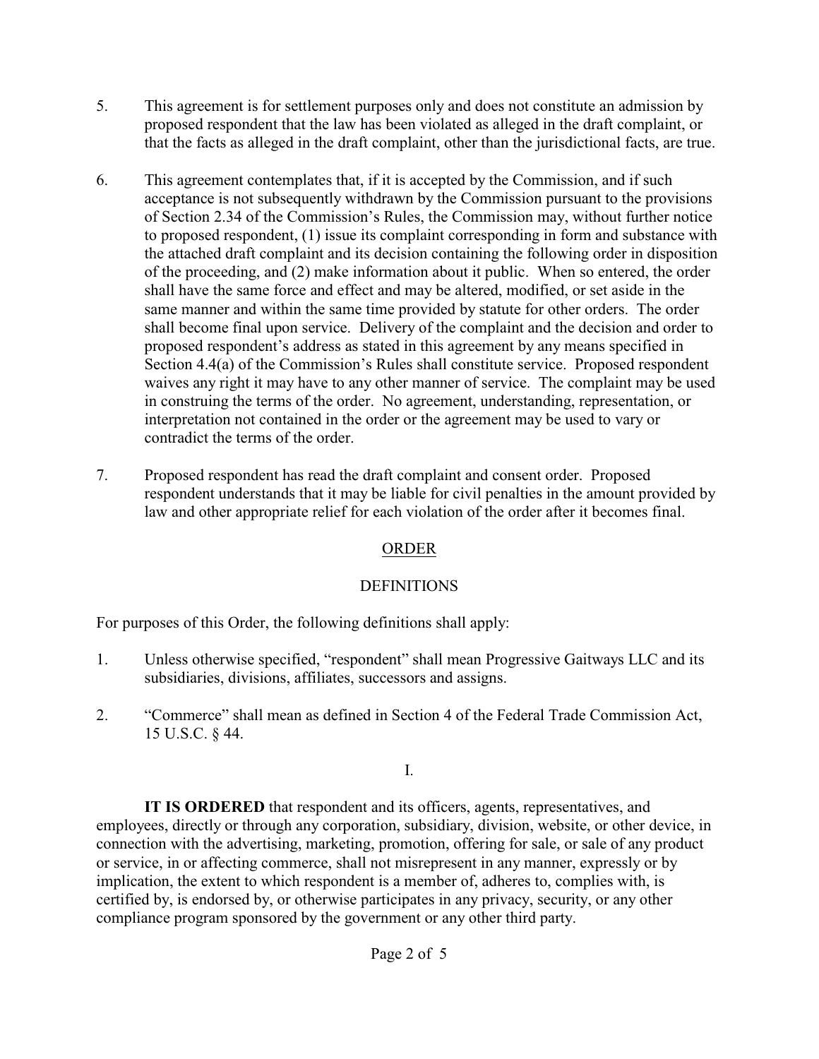5. This agreement is for settlement purposes only and does not constitute an admission by proposed respondent that the law has been violated as alleged in the draft complaint, or that the facts as alleged in the draft complaint, other than the jurisdictional facts, are true.

6. This agreement contemplates that, if it is accepted by the Commission, and if such acceptance is not subsequently withdrawn by the Commission pursuant to the provisions of Section 2.34 of the Commission's Rules, the Commission may, without further notice to proposed respondent, (1) issue its complaint corresponding in form and substance with the attached draft complaint and its decision containing the following order in disposition of the proceeding, and (2) make information about it public. When so entered, the order shall have the same force and effect and may be altered, modified, or set aside in the same manner and within the same time provided by statute for other orders. The order shall become final upon service. Delivery of the complaint and the decision and order to proposed respondent's address as stated in this agreement by any means specified in Section 4.4(a) of the Commission's Rules shall constitute service. Proposed respondent waives any right it may have to any other manner of service. The complaint may be used in construing the terms of the order. No agreement, understanding, representation, or interpretation not contained in the order or the agreement may be used to vary or contradict the terms of the order.

7. Proposed respondent has read the draft complaint and consent order. Proposed respondent understands that it may be liable for civil penalties in the amount provided by law and other appropriate relief for each violation of the order after it becomes final.

## ORDER

### DEFINITIONS

For purposes of this Order, the following definitions shall apply:

1. Unless otherwise specified, "respondent" shall mean Progressive Gaitways LLC and its subsidiaries, divisions, affiliates, successors and assigns.

2. "Commerce" shall mean as defined in Section 4 of the Federal Trade Commission Act, 15 U.S.C. § 44.

### I.

**IT IS ORDERED** that respondent and its officers, agents, representatives, and employees, directly or through any corporation, subsidiary, division, website, or other device, in connection with the advertising, marketing, promotion, offering for sale, or sale of any product or service, in or affecting commerce, shall not misrepresent in any manner, expressly or by implication, the extent to which respondent is a member of, adheres to, complies with, is certified by, is endorsed by, or otherwise participates in any privacy, security, or any other compliance program sponsored by the government or any other third party.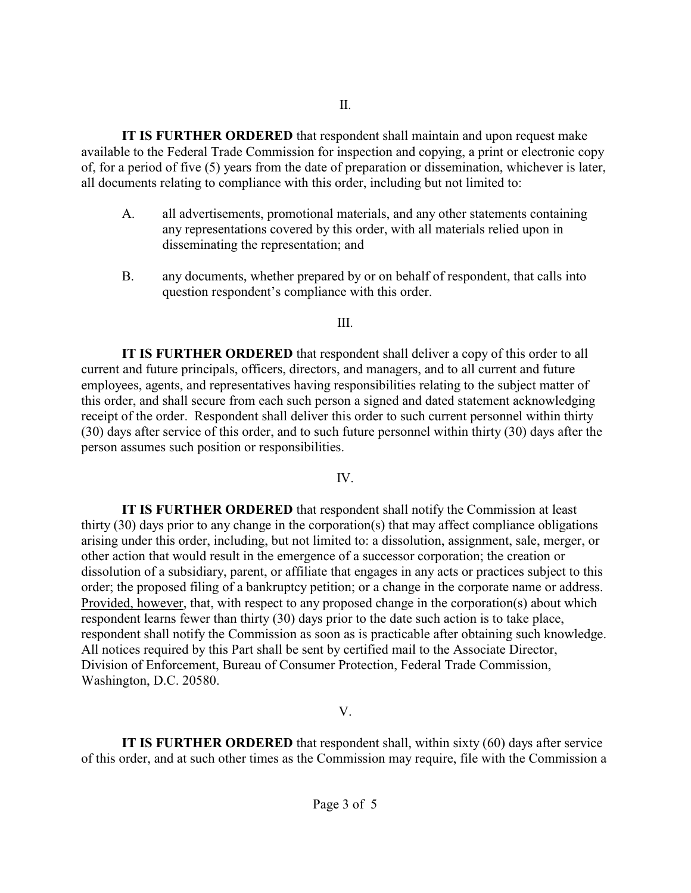II.

**IT IS FURTHER ORDERED** that respondent shall maintain and upon request make available to the Federal Trade Commission for inspection and copying, a print or electronic copy of, for a period of five (5) years from the date of preparation or dissemination, whichever is later, all documents relating to compliance with this order, including but not limited to:

A. all advertisements, promotional materials, and any other statements containing any representations covered by this order, with all materials relied upon in disseminating the representation; and

B. any documents, whether prepared by or on behalf of respondent, that calls into question respondent's compliance with this order.

III.

**IT IS FURTHER ORDERED** that respondent shall deliver a copy of this order to all current and future principals, officers, directors, and managers, and to all current and future employees, agents, and representatives having responsibilities relating to the subject matter of this order, and shall secure from each such person a signed and dated statement acknowledging receipt of the order. Respondent shall deliver this order to such current personnel within thirty (30) days after service of this order, and to such future personnel within thirty (30) days after the person assumes such position or responsibilities.

IV.

**IT IS FURTHER ORDERED** that respondent shall notify the Commission at least thirty (30) days prior to any change in the corporation(s) that may affect compliance obligations arising under this order, including, but not limited to: a dissolution, assignment, sale, merger, or other action that would result in the emergence of a successor corporation; the creation or dissolution of a subsidiary, parent, or affiliate that engages in any acts or practices subject to this order; the proposed filing of a bankruptcy petition; or a change in the corporate name or address. Provided, however, that, with respect to any proposed change in the corporation(s) about which respondent learns fewer than thirty (30) days prior to the date such action is to take place, respondent shall notify the Commission as soon as is practicable after obtaining such knowledge. All notices required by this Part shall be sent by certified mail to the Associate Director, Division of Enforcement, Bureau of Consumer Protection, Federal Trade Commission, Washington, D.C. 20580.

V.

**IT IS FURTHER ORDERED** that respondent shall, within sixty (60) days after service of this order, and at such other times as the Commission may require, file with the Commission a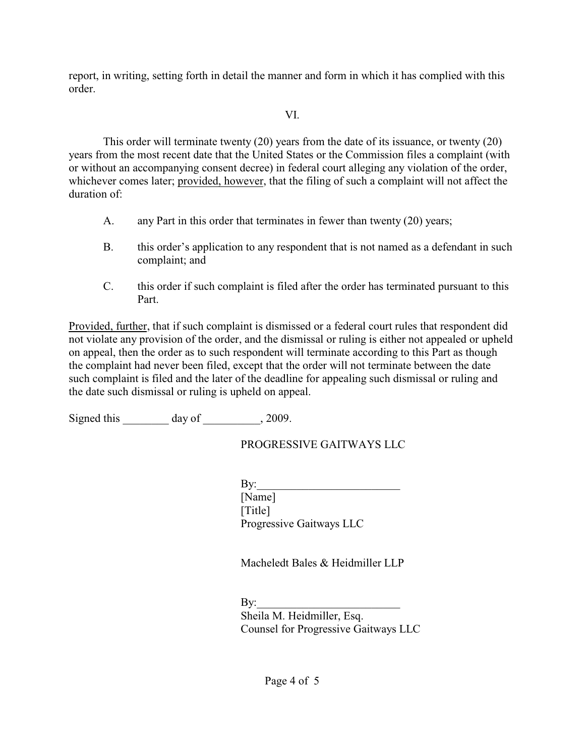report, in writing, setting forth in detail the manner and form in which it has complied with this order.

VI.

This order will terminate twenty (20) years from the date of its issuance, or twenty (20) years from the most recent date that the United States or the Commission files a complaint (with or without an accompanying consent decree) in federal court alleging any violation of the order, whichever comes later; provided, however, that the filing of such a complaint will not affect the duration of:

A. any Part in this order that terminates in fewer than twenty (20) years;

B. this order's application to any respondent that is not named as a defendant in such complaint; and

C. this order if such complaint is filed after the order has terminated pursuant to this Part.

Provided, further, that if such complaint is dismissed or a federal court rules that respondent did not violate any provision of the order, and the dismissal or ruling is either not appealed or upheld on appeal, then the order as to such respondent will terminate according to this Part as though the complaint had never been filed, except that the order will not terminate between the date such complaint is filed and the later of the deadline for appealing such dismissal or ruling and the date such dismissal or ruling is upheld on appeal.

Signed this ________ day of __________, 2009.

PROGRESSIVE GAITWAYS LLC

By:_________________________
[Name]
[Title]
Progressive Gaitways LLC

Macheledt Bales & Heidmiller LLP

By:_________________________
Sheila M. Heidmiller, Esq.
Counsel for Progressive Gaitways LLC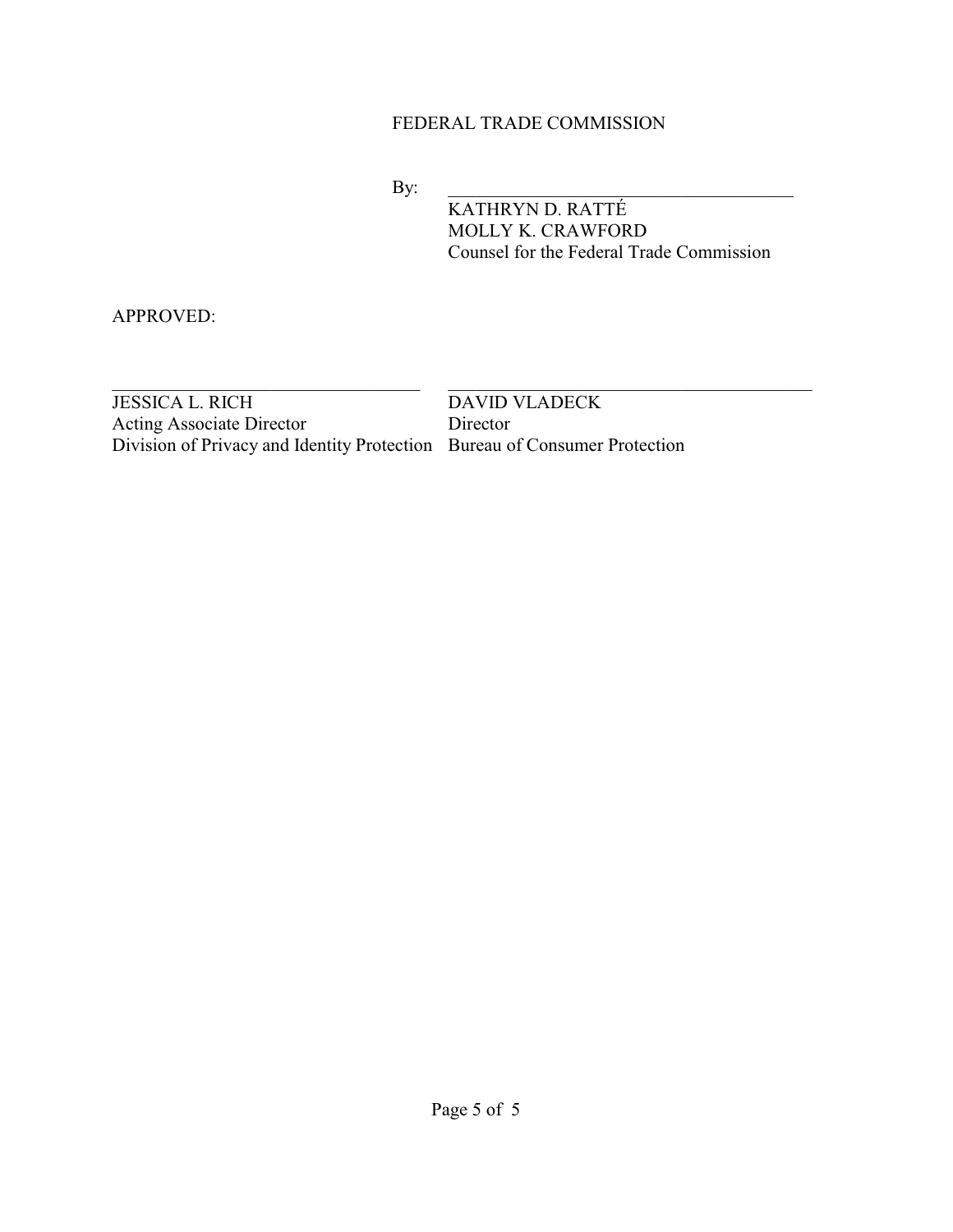FEDERAL TRADE COMMISSION

By: \_\_\_\_\_\_\_\_\_\_\_\_\_\_\_\_\_\_\_\_\_\_\_\_\_\_\_\_\_\_\_\_\_\_\_\_\_\_

KATHRYN D. RATTÉ
MOLLY K. CRAWFORD
Counsel for the Federal Trade Commission

APPROVED:

| | |
|---|---|
| \_\_\_\_\_\_\_\_\_\_\_\_\_\_\_\_\_\_\_\_\_\_\_\_\_\_\_\_\_\_\_\_\_\_ | \_\_\_\_\_\_\_\_\_\_\_\_\_\_\_\_\_\_\_\_\_\_\_\_\_\_\_\_\_\_\_\_\_\_\_\_\_\_\_\_ |
| JESSICA L. RICH | DAVID VLADECK |
| Acting Associate Director | Director |
| Division of Privacy and Identity Protection | Bureau of Consumer Protection |